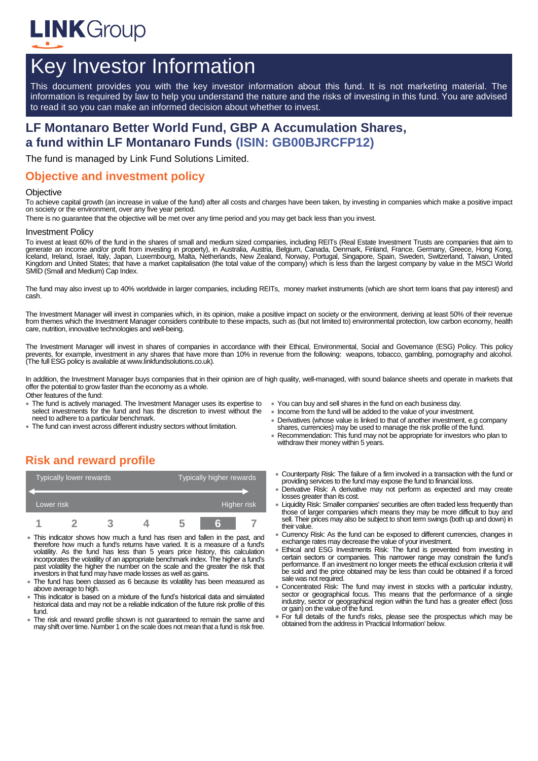LINKGroup

# Key Investor Information

This document provides you with the key investor information about this fund. It is not marketing material. The information is required by law to help you understand the nature and the risks of investing in this fund. You are advised to read it so you can make an informed decision about whether to invest.

## LF Montanaro Better World Fund, GBP A Accumulation Shares, a fund within LF Montanaro Funds (ISIN: GB00BJRCFP12)

The fund is managed by Link Fund Solutions Limited.

## Objective and investment policy

### Objective

To achieve capital growth (an increase in value of the fund) after all costs and charges have been taken, by investing in companies which make a positive impact on society or the environment, over any five year period.

There is no guarantee that the objective will be met over any time period and you may get back less than you invest.

### Investment Policy

To invest at least 60% of the fund in the shares of small and medium sized companies, including REITs (Real Estate Investment Trusts are companies that aim to generate an income and/or profit from investing in property), in Australia, Austria, Belgium, Canada, Denmark, Finland, France, Germany, Greece, Hong Kong, Iceland, Ireland, Israel, Italy, Japan, Luxembourg, Malta, Netherlands, New Zealand, Norway, Portugal, Singapore, Spain, Sweden, Switzerland, Taiwan, United Kingdom and United States; that have a market capitalisation (the total value of the company) which is less than the largest company by value in the MSCI World SMID (Small and Medium) Cap Index.

The fund may also invest up to 40% worldwide in larger companies, including REITs, money market instruments (which are short term loans that pay interest) and cash.

The Investment Manager will invest in companies which, in its opinion, make a positive impact on society or the environment, deriving at least 50% of their revenue from themes which the Investment Manager considers contribute to these impacts, such as (but not limited to) environmental protection, low carbon economy, health care, nutrition, innovative technologies and well-being.

The Investment Manager will invest in shares of companies in accordance with their Ethical, Environmental, Social and Governance (ESG) Policy. This policy prevents, for example, investment in any shares that have more than 10% in revenue from the following: weapons, tobacco, gambling, pornography and alcohol. (The full ESG policy is available at www.linkfundsolutions.co.uk).

In addition, the Investment Manager buys companies that in their opinion are of high quality, well-managed, with sound balance sheets and operate in markets that offer the potential to grow faster than the economy as a whole.

Other features of the fund:

- The fund is actively managed. The Investment Manager uses its expertise to select investments for the fund and has the discretion to invest without the need to adhere to a particular benchmark.
- The fund can invest across different industry sectors without limitation.
- You can buy and sell shares in the fund on each business day.
- Income from the fund will be added to the value of your investment.
- Derivatives (whose value is linked to that of another investment, e.g company shares, currencies) may be used to manage the risk profile of the fund.
- Recommendation: This fund may not be appropriate for investors who plan to withdraw their money within 5 years.

## Risk and reward profile

| Typically lower rewards | | | | | | Typically higher rewards |
|---|---|---|---|---|---|---|
| Lower risk | | | | | | Higher risk |
| 1 | 2 | 3 | 4 | 5 | **6** | 7 |

- This indicator shows how much a fund has risen and fallen in the past, and therefore how much a fund's returns have varied. It is a measure of a fund's volatility. As the fund has less than 5 years price history, this calculation incorporates the volatility of an appropriate benchmark index. The higher a fund's past volatility the higher the number on the scale and the greater the risk that investors in that fund may have made losses as well as gains.
- The fund has been classed as 6 because its volatility has been measured as above average to high.
- This indicator is based on a mixture of the fund's historical data and simulated historical data and may not be a reliable indication of the future risk profile of this fund.
- The risk and reward profile shown is not guaranteed to remain the same and may shift over time. Number 1 on the scale does not mean that a fund is risk free.
- Counterparty Risk: The failure of a firm involved in a transaction with the fund or providing services to the fund may expose the fund to financial loss.
- Derivative Risk: A derivative may not perform as expected and may create losses greater than its cost.
- Liquidity Risk: Smaller companies' securities are often traded less frequently than those of larger companies which means they may be more difficult to buy and sell. Their prices may also be subject to short term swings (both up and down) in their value.
- Currency Risk: As the fund can be exposed to different currencies, changes in exchange rates may decrease the value of your investment.
- Ethical and ESG Investments Risk: The fund is prevented from investing in certain sectors or companies. This narrower range may constrain the fund's performance. If an investment no longer meets the ethical exclusion criteria it will be sold and the price obtained may be less than could be obtained if a forced sale was not required.
- Concentrated Risk: The fund may invest in stocks with a particular industry, sector or geographical focus. This means that the performance of a single industry, sector or geographical region within the fund has a greater effect (loss or gain) on the value of the fund.
- For full details of the fund's risks, please see the prospectus which may be obtained from the address in 'Practical Information' below.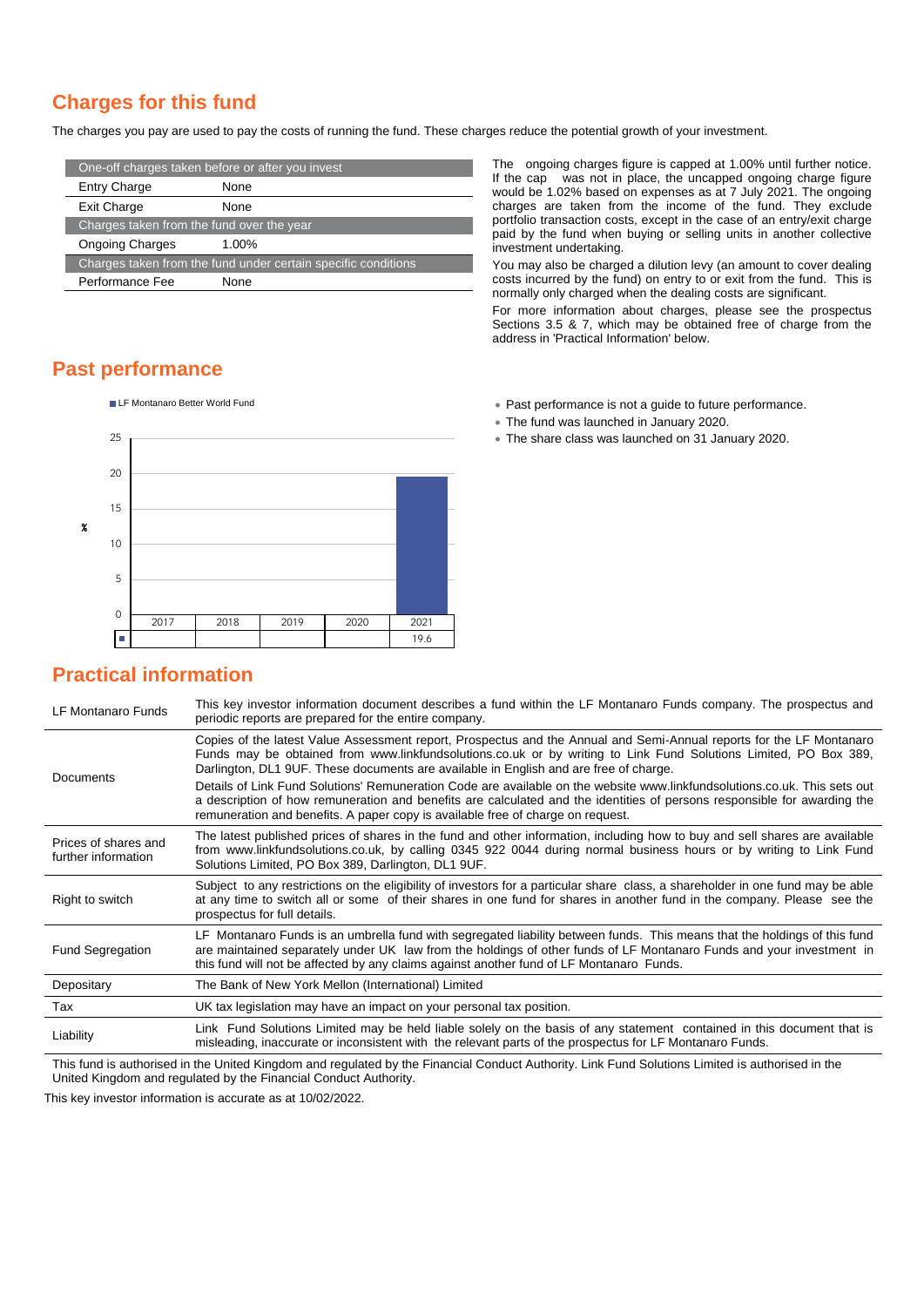## Charges for this fund

The charges you pay are used to pay the costs of running the fund. These charges reduce the potential growth of your investment.

| | |
|---|---|
| **One-off charges taken before or after you invest** | |
| Entry Charge | None |
| Exit Charge | None |
| **Charges taken from the fund over the year** | |
| Ongoing Charges | 1.00% |
| **Charges taken from the fund under certain specific conditions** | |
| Performance Fee | None |

The ongoing charges figure is capped at 1.00% until further notice. If the cap was not in place, the uncapped ongoing charge figure would be 1.02% based on expenses as at 7 July 2021. The ongoing charges are taken from the income of the fund. They exclude portfolio transaction costs, except in the case of an entry/exit charge paid by the fund when buying or selling units in another collective investment undertaking.

You may also be charged a dilution levy (an amount to cover dealing costs incurred by the fund) on entry to or exit from the fund. This is normally only charged when the dealing costs are significant.

For more information about charges, please see the prospectus Sections 3.5 & 7, which may be obtained free of charge from the address in 'Practical Information' below.

## Past performance

LF Montanaro Better World Fund

%

25
20
15
10
5
0

2017 2018 2019 2020 2021

19.6

- Past performance is not a guide to future performance.
- The fund was launched in January 2020.
- The share class was launched on 31 January 2020.

## Practical information

| | |
|---|---|
| LF Montanaro Funds | This key investor information document describes a fund within the LF Montanaro Funds company. The prospectus and periodic reports are prepared for the entire company. |
| Documents | Copies of the latest Value Assessment report, Prospectus and the Annual and Semi-Annual reports for the LF Montanaro Funds may be obtained from www.linkfundsolutions.co.uk or by writing to Link Fund Solutions Limited, PO Box 389, Darlington, DL1 9UF. These documents are available in English and are free of charge.<br>Details of Link Fund Solutions' Remuneration Code are available on the website www.linkfundsolutions.co.uk. This sets out a description of how remuneration and benefits are calculated and the identities of persons responsible for awarding the remuneration and benefits. A paper copy is available free of charge on request. |
| Prices of shares and further information | The latest published prices of shares in the fund and other information, including how to buy and sell shares are available from www.linkfundsolutions.co.uk, by calling 0345 922 0044 during normal business hours or by writing to Link Fund Solutions Limited, PO Box 389, Darlington, DL1 9UF. |
| Right to switch | Subject to any restrictions on the eligibility of investors for a particular share class, a shareholder in one fund may be able at any time to switch all or some of their shares in one fund for shares in another fund in the company. Please see the prospectus for full details. |
| Fund Segregation | LF Montanaro Funds is an umbrella fund with segregated liability between funds. This means that the holdings of this fund are maintained separately under UK law from the holdings of other funds of LF Montanaro Funds and your investment in this fund will not be affected by any claims against another fund of LF Montanaro Funds. |
| Depositary | The Bank of New York Mellon (International) Limited |
| Tax | UK tax legislation may have an impact on your personal tax position. |
| Liability | Link Fund Solutions Limited may be held liable solely on the basis of any statement contained in this document that is misleading, inaccurate or inconsistent with the relevant parts of the prospectus for LF Montanaro Funds. |

This fund is authorised in the United Kingdom and regulated by the Financial Conduct Authority. Link Fund Solutions Limited is authorised in the United Kingdom and regulated by the Financial Conduct Authority.

This key investor information is accurate as at 10/02/2022.